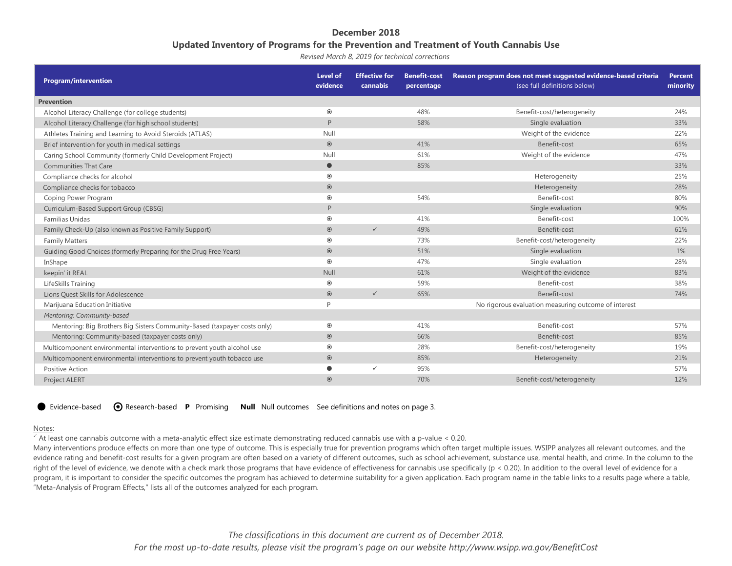**December 2018**

**Updated Inventory of Programs for the Prevention and Treatment of Youth Cannabis Use**

*Revised March 8, 2019 for technical corrections*

| Program/intervention | Level of evidence | Effective for cannabis | Benefit-cost percentage | Reason program does not meet suggested evidence-based criteria (see full definitions below) | Percent minority |
|---|---|---|---|---|---|
| **Prevention** | | | | | |
| Alcohol Literacy Challenge (for college students) | ⦿ | | 48% | Benefit-cost/heterogeneity | 24% |
| Alcohol Literacy Challenge (for high school students) | P | | 58% | Single evaluation | 33% |
| Athletes Training and Learning to Avoid Steroids (ATLAS) | Null | | | Weight of the evidence | 22% |
| Brief intervention for youth in medical settings | ⦿ | | 41% | Benefit-cost | 65% |
| Caring School Community (formerly Child Development Project) | Null | | 61% | Weight of the evidence | 47% |
| Communities That Care | ● | | 85% | | 33% |
| Compliance checks for alcohol | ⦿ | | | Heterogeneity | 25% |
| Compliance checks for tobacco | ⦿ | | | Heterogeneity | 28% |
| Coping Power Program | ⦿ | | 54% | Benefit-cost | 80% |
| Curriculum-Based Support Group (CBSG) | P | | | Single evaluation | 90% |
| Familias Unidas | ⦿ | | 41% | Benefit-cost | 100% |
| Family Check-Up (also known as Positive Family Support) | ⦿ | ✓ | 49% | Benefit-cost | 61% |
| Family Matters | ⦿ | | 73% | Benefit-cost/heterogeneity | 22% |
| Guiding Good Choices (formerly Preparing for the Drug Free Years) | ⦿ | | 51% | Single evaluation | 1% |
| InShape | ⦿ | | 47% | Single evaluation | 28% |
| keepin' it REAL | Null | | 61% | Weight of the evidence | 83% |
| LifeSkills Training | ⦿ | | 59% | Benefit-cost | 38% |
| Lions Quest Skills for Adolescence | ⦿ | ✓ | 65% | Benefit-cost | 74% |
| Marijuana Education Initiative | P | | | No rigorous evaluation measuring outcome of interest | |
| *Mentoring: Community-based* | | | | | |
| Mentoring: Big Brothers Big Sisters Community-Based (taxpayer costs only) | ⦿ | | 41% | Benefit-cost | 57% |
| Mentoring: Community-based (taxpayer costs only) | ⦿ | | 66% | Benefit-cost | 85% |
| Multicomponent environmental interventions to prevent youth alcohol use | ⦿ | | 28% | Benefit-cost/heterogeneity | 19% |
| Multicomponent environmental interventions to prevent youth tobacco use | ⦿ | | 85% | Heterogeneity | 21% |
| Positive Action | ● | ✓ | 95% | | 57% |
| Project ALERT | ⦿ | | 70% | Benefit-cost/heterogeneity | 12% |

● Evidence-based ⦿ Research-based **P** Promising **Null** Null outcomes See definitions and notes on page 3.

Notes:

✓ At least one cannabis outcome with a meta-analytic effect size estimate demonstrating reduced cannabis use with a p-value $< 0.20$.

Many interventions produce effects on more than one type of outcome. This is especially true for prevention programs which often target multiple issues. WSIPP analyzes all relevant outcomes, and the evidence rating and benefit-cost results for a given program are often based on a variety of different outcomes, such as school achievement, substance use, mental health, and crime. In the column to the right of the level of evidence, we denote with a check mark those programs that have evidence of effectiveness for cannabis use specifically ($p < 0.20$). In addition to the overall level of evidence for a program, it is important to consider the specific outcomes the program has achieved to determine suitability for a given application. Each program name in the table links to a results page where a table, "Meta-Analysis of Program Effects," lists all of the outcomes analyzed for each program.

*The classifications in this document are current as of December 2018.*
*For the most up-to-date results, please visit the program's page on our website http://www.wsipp.wa.gov/BenefitCost*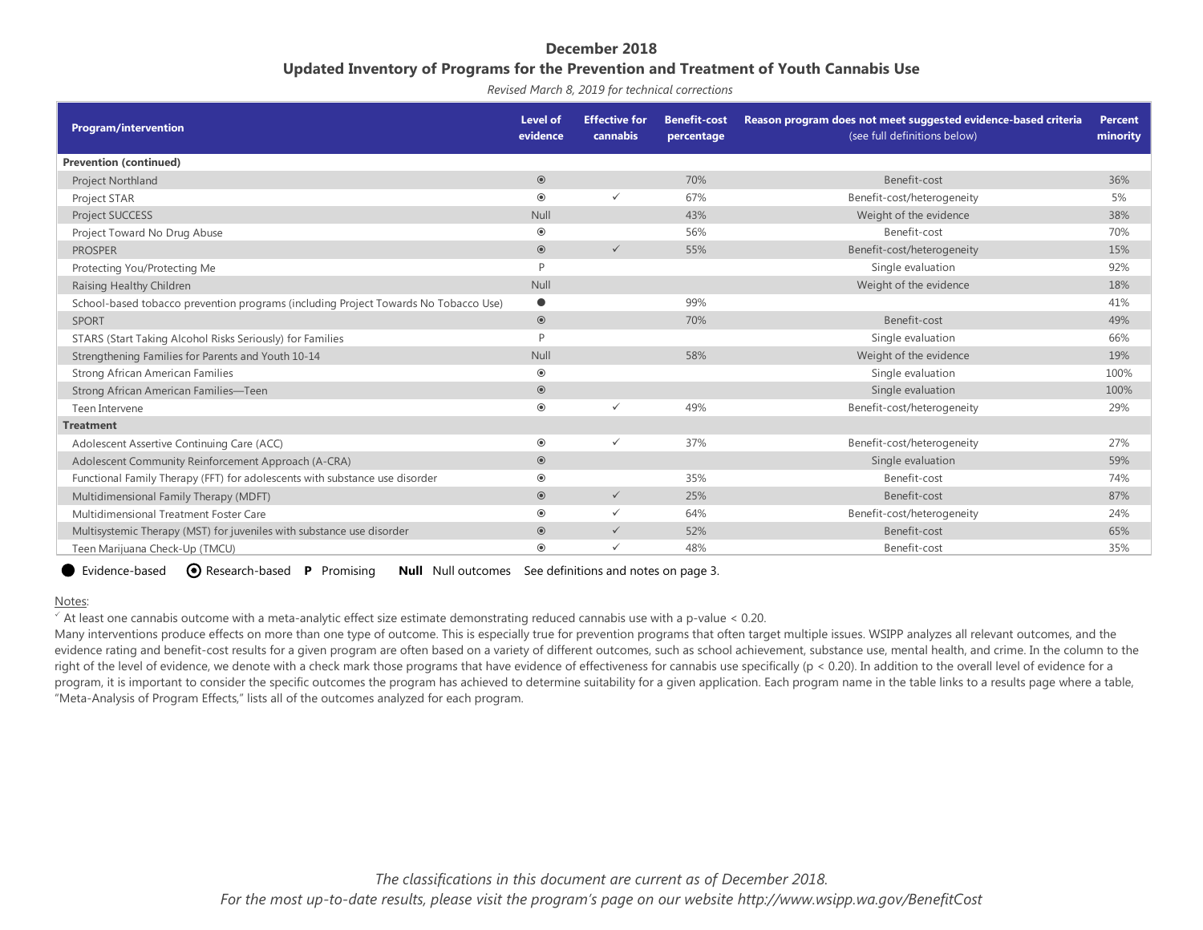## December 2018

## Updated Inventory of Programs for the Prevention and Treatment of Youth Cannabis Use

*Revised March 8, 2019 for technical corrections*

| Program/intervention | Level of evidence | Effective for cannabis | Benefit-cost percentage | Reason program does not meet suggested evidence-based criteria (see full definitions below) | Percent minority |
|---|---|---|---|---|---|
| **Prevention (continued)** | | | | | |
| Project Northland | ⦿ | | 70% | Benefit-cost | 36% |
| Project STAR | ⦿ | ✓ | 67% | Benefit-cost/heterogeneity | 5% |
| Project SUCCESS | Null | | 43% | Weight of the evidence | 38% |
| Project Toward No Drug Abuse | ⦿ | | 56% | Benefit-cost | 70% |
| PROSPER | ⦿ | ✓ | 55% | Benefit-cost/heterogeneity | 15% |
| Protecting You/Protecting Me | P | | | Single evaluation | 92% |
| Raising Healthy Children | Null | | | Weight of the evidence | 18% |
| School-based tobacco prevention programs (including Project Towards No Tobacco Use) | ● | | 99% | | 41% |
| SPORT | ⦿ | | 70% | Benefit-cost | 49% |
| STARS (Start Taking Alcohol Risks Seriously) for Families | P | | | Single evaluation | 66% |
| Strengthening Families for Parents and Youth 10-14 | Null | | 58% | Weight of the evidence | 19% |
| Strong African American Families | ⦿ | | | Single evaluation | 100% |
| Strong African American Families—Teen | ⦿ | | | Single evaluation | 100% |
| Teen Intervene | ⦿ | ✓ | 49% | Benefit-cost/heterogeneity | 29% |
| **Treatment** | | | | | |
| Adolescent Assertive Continuing Care (ACC) | ⦿ | ✓ | 37% | Benefit-cost/heterogeneity | 27% |
| Adolescent Community Reinforcement Approach (A-CRA) | ⦿ | | | Single evaluation | 59% |
| Functional Family Therapy (FFT) for adolescents with substance use disorder | ⦿ | | 35% | Benefit-cost | 74% |
| Multidimensional Family Therapy (MDFT) | ⦿ | ✓ | 25% | Benefit-cost | 87% |
| Multidimensional Treatment Foster Care | ⦿ | ✓ | 64% | Benefit-cost/heterogeneity | 24% |
| Multisystemic Therapy (MST) for juveniles with substance use disorder | ⦿ | ✓ | 52% | Benefit-cost | 65% |
| Teen Marijuana Check-Up (TMCU) | ⦿ | ✓ | 48% | Benefit-cost | 35% |

● Evidence-based  ⦿ Research-based  **P** Promising  **Null** Null outcomes  See definitions and notes on page 3.

Notes:

✓ At least one cannabis outcome with a meta-analytic effect size estimate demonstrating reduced cannabis use with a p-value < 0.20.

Many interventions produce effects on more than one type of outcome. This is especially true for prevention programs that often target multiple issues. WSIPP analyzes all relevant outcomes, and the evidence rating and benefit-cost results for a given program are often based on a variety of different outcomes, such as school achievement, substance use, mental health, and crime. In the column to the right of the level of evidence, we denote with a check mark those programs that have evidence of effectiveness for cannabis use specifically ($p < 0.20$). In addition to the overall level of evidence for a program, it is important to consider the specific outcomes the program has achieved to determine suitability for a given application. Each program name in the table links to a results page where a table, "Meta-Analysis of Program Effects," lists all of the outcomes analyzed for each program.

*The classifications in this document are current as of December 2018.*
*For the most up-to-date results, please visit the program's page on our website http://www.wsipp.wa.gov/BenefitCost*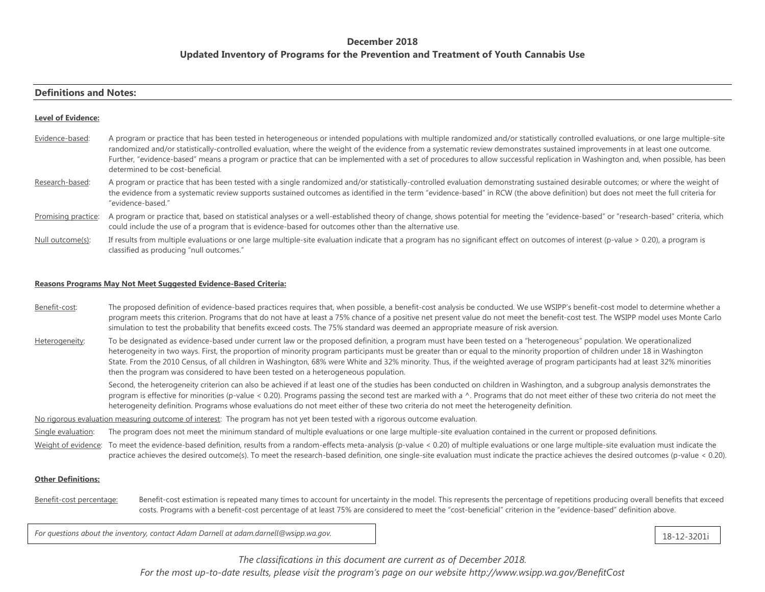**December 2018**
**Updated Inventory of Programs for the Prevention and Treatment of Youth Cannabis Use**

## Definitions and Notes:

### Level of Evidence:

Evidence-based: A program or practice that has been tested in heterogeneous or intended populations with multiple randomized and/or statistically controlled evaluations, or one large multiple-site randomized and/or statistically-controlled evaluation, where the weight of the evidence from a systematic review demonstrates sustained improvements in at least one outcome. Further, "evidence-based" means a program or practice that can be implemented with a set of procedures to allow successful replication in Washington and, when possible, has been determined to be cost-beneficial.

Research-based: A program or practice that has been tested with a single randomized and/or statistically-controlled evaluation demonstrating sustained desirable outcomes; or where the weight of the evidence from a systematic review supports sustained outcomes as identified in the term "evidence-based" in RCW (the above definition) but does not meet the full criteria for "evidence-based."

Promising practice: A program or practice that, based on statistical analyses or a well-established theory of change, shows potential for meeting the "evidence-based" or "research-based" criteria, which could include the use of a program that is evidence-based for outcomes other than the alternative use.

Null outcome(s): If results from multiple evaluations or one large multiple-site evaluation indicate that a program has no significant effect on outcomes of interest (p-value > 0.20), a program is classified as producing "null outcomes."

### Reasons Programs May Not Meet Suggested Evidence-Based Criteria:

Benefit-cost: The proposed definition of evidence-based practices requires that, when possible, a benefit-cost analysis be conducted. We use WSIPP's benefit-cost model to determine whether a program meets this criterion. Programs that do not have at least a 75% chance of a positive net present value do not meet the benefit-cost test. The WSIPP model uses Monte Carlo simulation to test the probability that benefits exceed costs. The 75% standard was deemed an appropriate measure of risk aversion.

Heterogeneity: To be designated as evidence-based under current law or the proposed definition, a program must have been tested on a "heterogeneous" population. We operationalized heterogeneity in two ways. First, the proportion of minority program participants must be greater than or equal to the minority proportion of children under 18 in Washington State. From the 2010 Census, of all children in Washington, 68% were White and 32% minority. Thus, if the weighted average of program participants had at least 32% minorities then the program was considered to have been tested on a heterogeneous population.

Second, the heterogeneity criterion can also be achieved if at least one of the studies has been conducted on children in Washington, and a subgroup analysis demonstrates the program is effective for minorities (p-value < 0.20). Programs passing the second test are marked with a ^. Programs that do not meet either of these two criteria do not meet the heterogeneity definition. Programs whose evaluations do not meet either of these two criteria do not meet the heterogeneity definition.

No rigorous evaluation measuring outcome of interest: The program has not yet been tested with a rigorous outcome evaluation.

Single evaluation: The program does not meet the minimum standard of multiple evaluations or one large multiple-site evaluation contained in the current or proposed definitions.

Weight of evidence: To meet the evidence-based definition, results from a random-effects meta-analysis (p-value < 0.20) of multiple evaluations or one large multiple-site evaluation must indicate the practice achieves the desired outcome(s). To meet the research-based definition, one single-site evaluation must indicate the practice achieves the desired outcomes (p-value < 0.20).

### Other Definitions:

Benefit-cost percentage: Benefit-cost estimation is repeated many times to account for uncertainty in the model. This represents the percentage of repetitions producing overall benefits that exceed costs. Programs with a benefit-cost percentage of at least 75% are considered to meet the "cost-beneficial" criterion in the "evidence-based" definition above.

*For questions about the inventory, contact Adam Darnell at adam.darnell@wsipp.wa.gov.*

18-12-3201i

*The classifications in this document are current as of December 2018.*
*For the most up-to-date results, please visit the program's page on our website http://www.wsipp.wa.gov/BenefitCost*